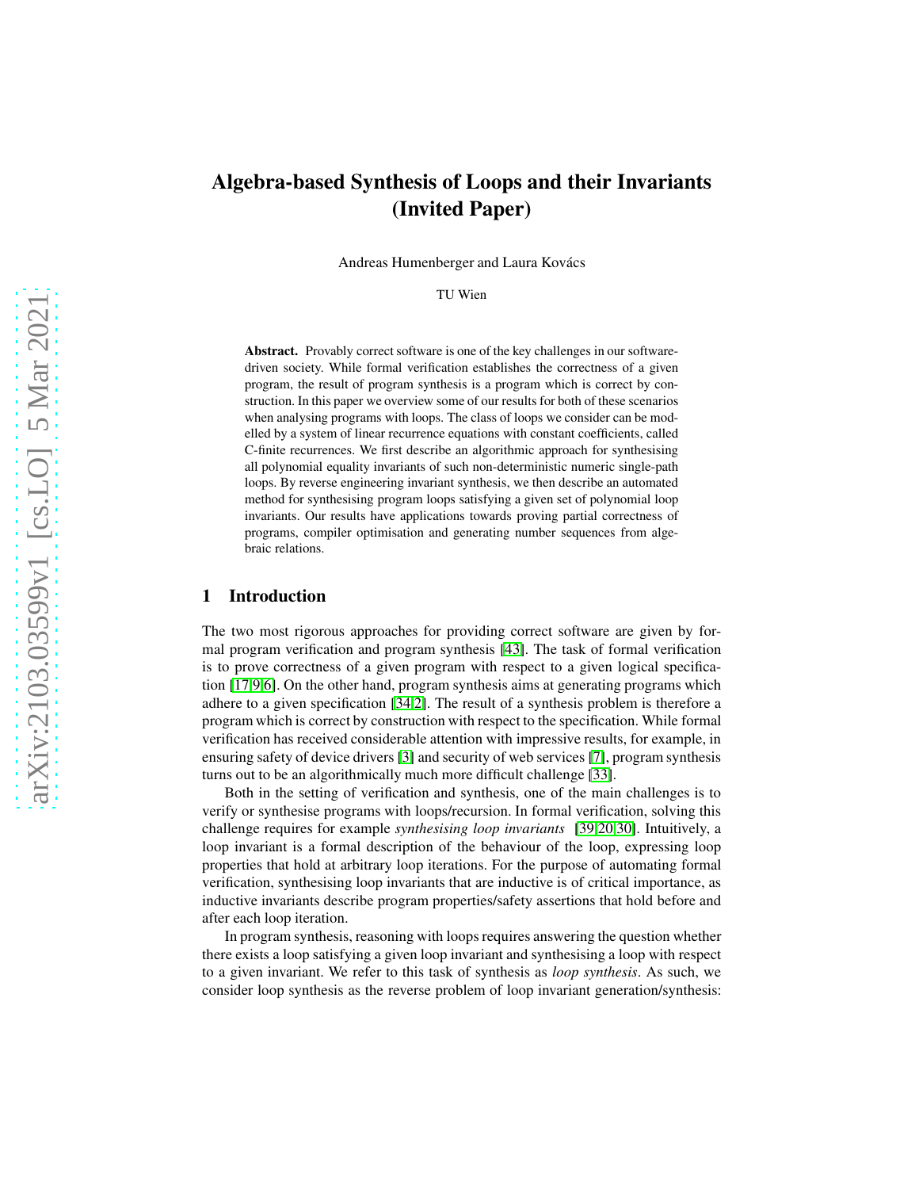# Algebra-based Synthesis of Loops and their Invariants (Invited Paper)

Andreas Humenberger and Laura Kovács

TU Wien

**Abstract.** Provably correct software is one of the key challenges in our software-driven society. While formal verification establishes the correctness of a given program, the result of program synthesis is a program which is correct by construction. In this paper we overview some of our results for both of these scenarios when analysing programs with loops. The class of loops we consider can be modelled by a system of linear recurrence equations with constant coefficients, called C-finite recurrences. We first describe an algorithmic approach for synthesising all polynomial equality invariants of such non-deterministic numeric single-path loops. By reverse engineering invariant synthesis, we then describe an automated method for synthesising program loops satisfying a given set of polynomial loop invariants. Our results have applications towards proving partial correctness of programs, compiler optimisation and generating number sequences from algebraic relations.

## 1 Introduction

The two most rigorous approaches for providing correct software are given by formal program verification and program synthesis [43]. The task of formal verification is to prove correctness of a given program with respect to a given logical specification [17,9,6]. On the other hand, program synthesis aims at generating programs which adhere to a given specification [34,2]. The result of a synthesis problem is therefore a program which is correct by construction with respect to the specification. While formal verification has received considerable attention with impressive results, for example, in ensuring safety of device drivers [3] and security of web services [7], program synthesis turns out to be an algorithmically much more difficult challenge [33].

Both in the setting of verification and synthesis, one of the main challenges is to verify or synthesise programs with loops/recursion. In formal verification, solving this challenge requires for example *synthesising loop invariants* [39,20,30]. Intuitively, a loop invariant is a formal description of the behaviour of the loop, expressing loop properties that hold at arbitrary loop iterations. For the purpose of automating formal verification, synthesising loop invariants that are inductive is of critical importance, as inductive invariants describe program properties/safety assertions that hold before and after each loop iteration.

In program synthesis, reasoning with loops requires answering the question whether there exists a loop satisfying a given loop invariant and synthesising a loop with respect to a given invariant. We refer to this task of synthesis as *loop synthesis*. As such, we consider loop synthesis as the reverse problem of loop invariant generation/synthesis: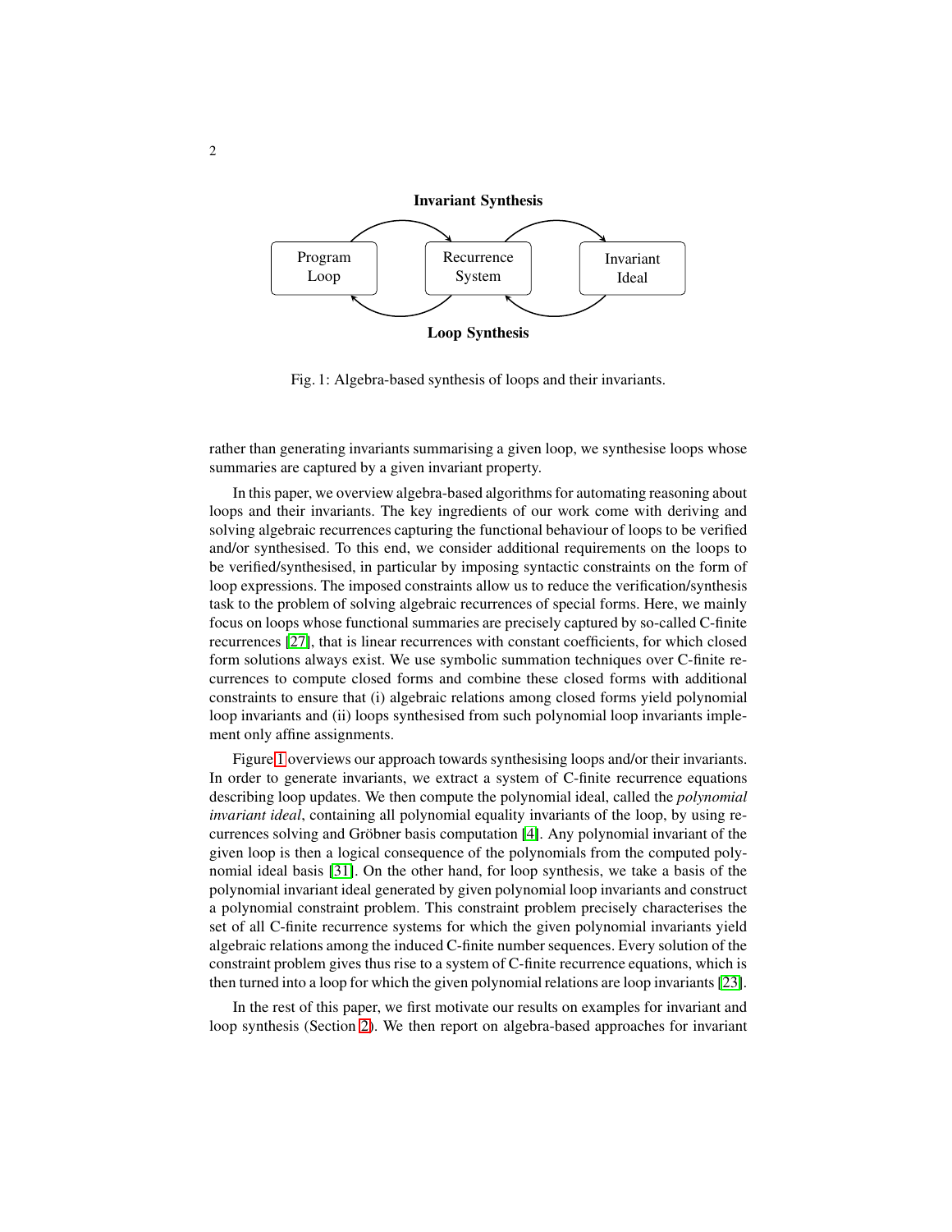Invariant Synthesis

Program Loop

Recurrence System

Invariant Ideal

Loop Synthesis

Fig. 1: Algebra-based synthesis of loops and their invariants.

rather than generating invariants summarising a given loop, we synthesise loops whose summaries are captured by a given invariant property.

In this paper, we overview algebra-based algorithms for automating reasoning about loops and their invariants. The key ingredients of our work come with deriving and solving algebraic recurrences capturing the functional behaviour of loops to be verified and/or synthesised. To this end, we consider additional requirements on the loops to be verified/synthesised, in particular by imposing syntactic constraints on the form of loop expressions. The imposed constraints allow us to reduce the verification/synthesis task to the problem of solving algebraic recurrences of special forms. Here, we mainly focus on loops whose functional summaries are precisely captured by so-called C-finite recurrences [27], that is linear recurrences with constant coefficients, for which closed form solutions always exist. We use symbolic summation techniques over C-finite recurrences to compute closed forms and combine these closed forms with additional constraints to ensure that (i) algebraic relations among closed forms yield polynomial loop invariants and (ii) loops synthesised from such polynomial loop invariants implement only affine assignments.

Figure 1 overviews our approach towards synthesising loops and/or their invariants. In order to generate invariants, we extract a system of C-finite recurrence equations describing loop updates. We then compute the polynomial ideal, called the *polynomial invariant ideal*, containing all polynomial equality invariants of the loop, by using recurrences solving and Gröbner basis computation [4]. Any polynomial invariant of the given loop is then a logical consequence of the polynomials from the computed polynomial ideal basis [31]. On the other hand, for loop synthesis, we take a basis of the polynomial invariant ideal generated by given polynomial loop invariants and construct a polynomial constraint problem. This constraint problem precisely characterises the set of all C-finite recurrence systems for which the given polynomial invariants yield algebraic relations among the induced C-finite number sequences. Every solution of the constraint problem gives thus rise to a system of C-finite recurrence equations, which is then turned into a loop for which the given polynomial relations are loop invariants [23].

In the rest of this paper, we first motivate our results on examples for invariant and loop synthesis (Section 2). We then report on algebra-based approaches for invariant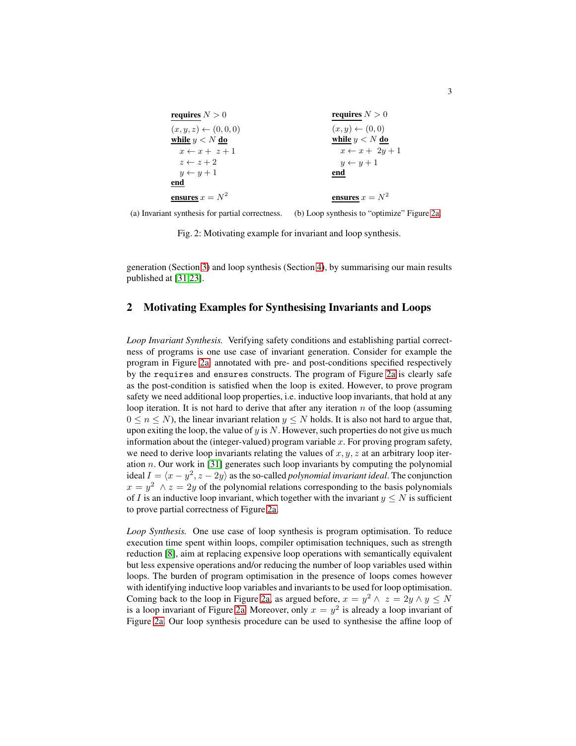```
requires N > 0
(x, y, z) ← (0, 0, 0)
while y < N do
    x ← x + z + 1
    z ← z + 2
    y ← y + 1
end
ensures x = N^2
```

(a) Invariant synthesis for partial correctness.

```
requires N > 0
(x, y) ← (0, 0)
while y < N do
    x ← x + 2y + 1
    y ← y + 1
end
ensures x = N^2
```

(b) Loop synthesis to "optimize" Figure 2a.

Fig. 2: Motivating example for invariant and loop synthesis.

generation (Section 3) and loop synthesis (Section 4), by summarising our main results published at [31,23].

## 2 Motivating Examples for Synthesising Invariants and Loops

*Loop Invariant Synthesis.* Verifying safety conditions and establishing partial correctness of programs is one use case of invariant generation. Consider for example the program in Figure 2a annotated with pre- and post-conditions specified respectively by the `requires` and `ensures` constructs. The program of Figure 2a is clearly safe as the post-condition is satisfied when the loop is exited. However, to prove program safety we need additional loop properties, i.e. inductive loop invariants, that hold at any loop iteration. It is not hard to derive that after any iteration $n$ of the loop (assuming $0 \leq n \leq N$), the linear invariant relation $y \leq N$ holds. It is also not hard to argue that, upon exiting the loop, the value of $y$ is $N$. However, such properties do not give us much information about the (integer-valued) program variable $x$. For proving program safety, we need to derive loop invariants relating the values of $x, y, z$ at an arbitrary loop iteration $n$. Our work in [31] generates such loop invariants by computing the polynomial ideal $I = \langle x - y^2, z - 2y \rangle$ as the so-called *polynomial invariant ideal*. The conjunction $x = y^2 \wedge z = 2y$ of the polynomial relations corresponding to the basis polynomials of $I$ is an inductive loop invariant, which together with the invariant $y \leq N$ is sufficient to prove partial correctness of Figure 2a.

*Loop Synthesis.* One use case of loop synthesis is program optimisation. To reduce execution time spent within loops, compiler optimisation techniques, such as strength reduction [8], aim at replacing expensive loop operations with semantically equivalent but less expensive operations and/or reducing the number of loop variables used within loops. The burden of program optimisation in the presence of loops comes however with identifying inductive loop variables and invariants to be used for loop optimisation. Coming back to the loop in Figure 2a, as argued before, $x = y^2 \wedge z = 2y \wedge y \leq N$ is a loop invariant of Figure 2a. Moreover, only $x = y^2$ is already a loop invariant of Figure 2a. Our loop synthesis procedure can be used to synthesise the affine loop of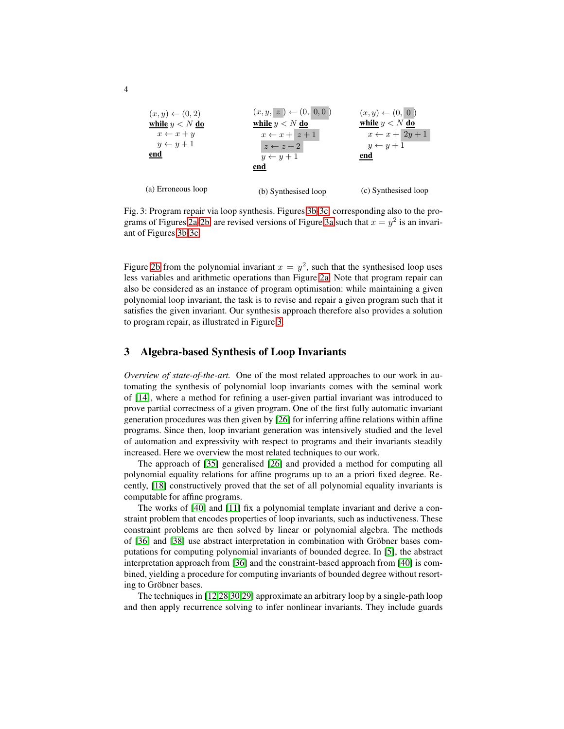```
(x, y) ← (0, 2)
while y < N do
  x ← x + y
  y ← y + 1
end
```

(a) Erroneous loop

```
(x, y, z) ← (0, 0, 0)
while y < N do
  x ← x + z + 1
  z ← z + 2
  y ← y + 1
end
```

(b) Synthesised loop

```
(x, y) ← (0, 0)
while y < N do
  x ← x + 2y + 1
  y ← y + 1
end
```

(c) Synthesised loop

Fig. 3: Program repair via loop synthesis. Figures 3b-3c, corresponding also to the programs of Figures 2a-2b, are revised versions of Figure 3a such that $x = y^2$ is an invariant of Figures 3b-3c.

Figure 2b from the polynomial invariant $x = y^2$, such that the synthesised loop uses less variables and arithmetic operations than Figure 2a. Note that program repair can also be considered as an instance of program optimisation: while maintaining a given polynomial loop invariant, the task is to revise and repair a given program such that it satisfies the given invariant. Our synthesis approach therefore also provides a solution to program repair, as illustrated in Figure 3.

## 3 Algebra-based Synthesis of Loop Invariants

*Overview of state-of-the-art.* One of the most related approaches to our work in automating the synthesis of polynomial loop invariants comes with the seminal work of [14], where a method for refining a user-given partial invariant was introduced to prove partial correctness of a given program. One of the first fully automatic invariant generation procedures was then given by [26] for inferring affine relations within affine programs. Since then, loop invariant generation was intensively studied and the level of automation and expressivity with respect to programs and their invariants steadily increased. Here we overview the most related techniques to our work.

The approach of [35] generalised [26] and provided a method for computing all polynomial equality relations for affine programs up to an a priori fixed degree. Recently, [18] constructively proved that the set of all polynomial equality invariants is computable for affine programs.

The works of [40] and [11] fix a polynomial template invariant and derive a constraint problem that encodes properties of loop invariants, such as inductiveness. These constraint problems are then solved by linear or polynomial algebra. The methods of [36] and [38] use abstract interpretation in combination with Gröbner bases computations for computing polynomial invariants of bounded degree. In [5], the abstract interpretation approach from [36] and the constraint-based approach from [40] is combined, yielding a procedure for computing invariants of bounded degree without resorting to Gröbner bases.

The techniques in [12,28,30,29] approximate an arbitrary loop by a single-path loop and then apply recurrence solving to infer nonlinear invariants. They include guards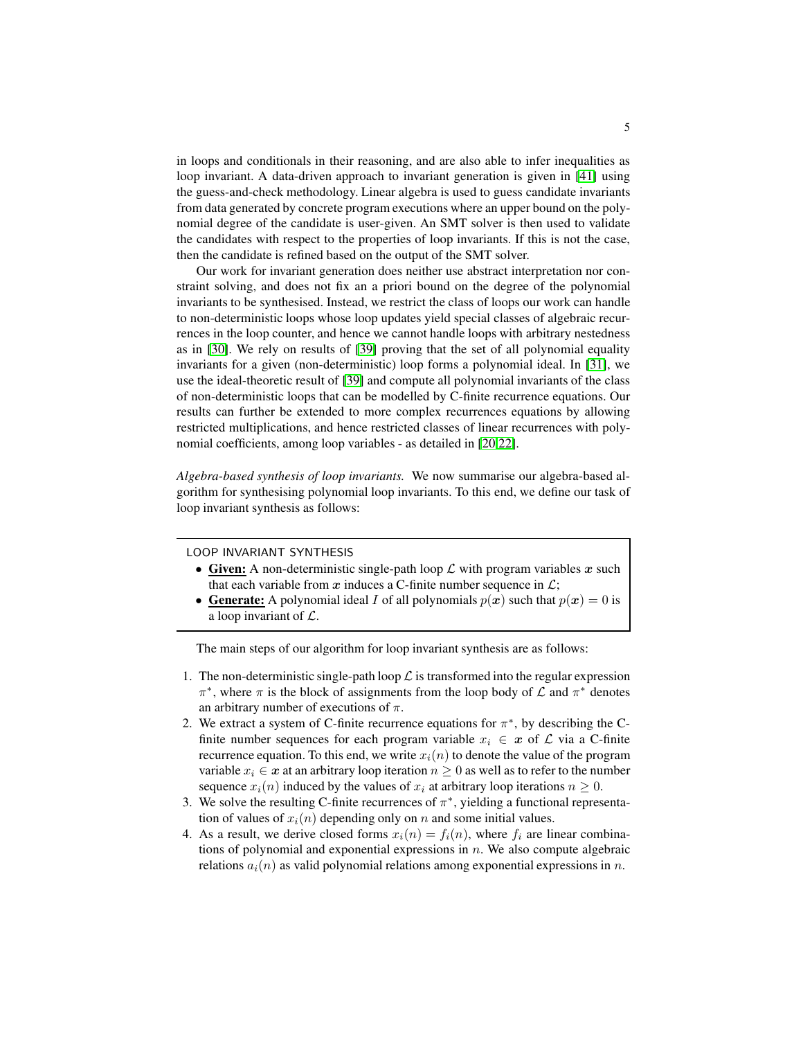in loops and conditionals in their reasoning, and are also able to infer inequalities as loop invariant. A data-driven approach to invariant generation is given in [41] using the guess-and-check methodology. Linear algebra is used to guess candidate invariants from data generated by concrete program executions where an upper bound on the polynomial degree of the candidate is user-given. An SMT solver is then used to validate the candidates with respect to the properties of loop invariants. If this is not the case, then the candidate is refined based on the output of the SMT solver.

Our work for invariant generation does neither use abstract interpretation nor constraint solving, and does not fix an a priori bound on the degree of the polynomial invariants to be synthesised. Instead, we restrict the class of loops our work can handle to non-deterministic loops whose loop updates yield special classes of algebraic recurrences in the loop counter, and hence we cannot handle loops with arbitrary nestedness as in [30]. We rely on results of [39] proving that the set of all polynomial equality invariants for a given (non-deterministic) loop forms a polynomial ideal. In [31], we use the ideal-theoretic result of [39] and compute all polynomial invariants of the class of non-deterministic loops that can be modelled by C-finite recurrence equations. Our results can further be extended to more complex recurrences equations by allowing restricted multiplications, and hence restricted classes of linear recurrences with polynomial coefficients, among loop variables - as detailed in [20,22].

*Algebra-based synthesis of loop invariants.* We now summarise our algebra-based algorithm for synthesising polynomial loop invariants. To this end, we define our task of loop invariant synthesis as follows:

LOOP INVARIANT SYNTHESIS

- **Given:** A non-deterministic single-path loop $\mathcal{L}$ with program variables $\boldsymbol{x}$ such that each variable from $\boldsymbol{x}$ induces a C-finite number sequence in $\mathcal{L}$;
- **Generate:** A polynomial ideal $I$ of all polynomials $p(\boldsymbol{x})$ such that $p(\boldsymbol{x}) = 0$ is a loop invariant of $\mathcal{L}$.

The main steps of our algorithm for loop invariant synthesis are as follows:

1. The non-deterministic single-path loop $\mathcal{L}$ is transformed into the regular expression $\pi^*$, where $\pi$ is the block of assignments from the loop body of $\mathcal{L}$ and $\pi^*$ denotes an arbitrary number of executions of $\pi$.
2. We extract a system of C-finite recurrence equations for $\pi^*$, by describing the C-finite number sequences for each program variable $x_i \in \boldsymbol{x}$ of $\mathcal{L}$ via a C-finite recurrence equation. To this end, we write $x_i(n)$ to denote the value of the program variable $x_i \in \boldsymbol{x}$ at an arbitrary loop iteration $n \geq 0$ as well as to refer to the number sequence $x_i(n)$ induced by the values of $x_i$ at arbitrary loop iterations $n \geq 0$.
3. We solve the resulting C-finite recurrences of $\pi^*$, yielding a functional representation of values of $x_i(n)$ depending only on $n$ and some initial values.
4. As a result, we derive closed forms $x_i(n) = f_i(n)$, where $f_i$ are linear combinations of polynomial and exponential expressions in $n$. We also compute algebraic relations $a_i(n)$ as valid polynomial relations among exponential expressions in $n$.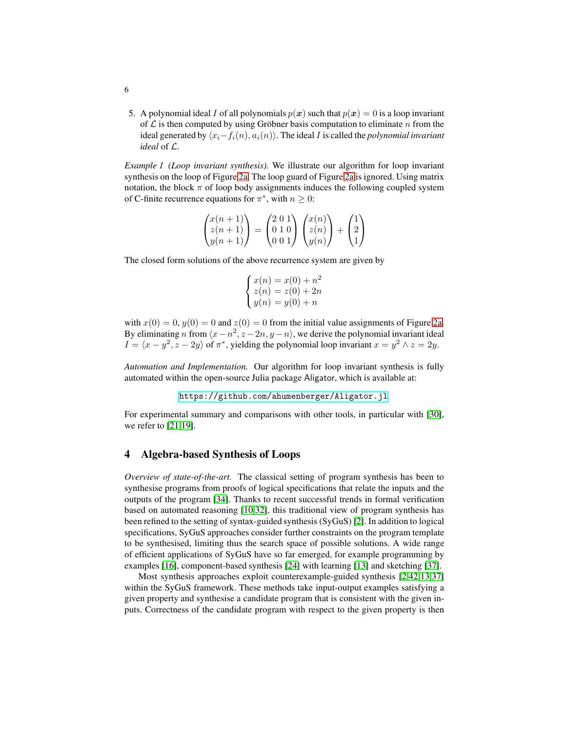5. A polynomial ideal $I$ of all polynomials $p(\boldsymbol{x})$ such that $p(\boldsymbol{x}) = 0$ is a loop invariant of $\mathcal{L}$ is then computed by using Gröbner basis computation to eliminate $n$ from the ideal generated by $\langle x_i - f_i(n), a_i(n) \rangle$. The ideal $I$ is called the *polynomial invariant ideal* of $\mathcal{L}$.

*Example 1 (Loop invariant synthesis).* We illustrate our algorithm for loop invariant synthesis on the loop of Figure 2a. The loop guard of Figure 2a is ignored. Using matrix notation, the block $\pi$ of loop body assignments induces the following coupled system of C-finite recurrence equations for $\pi^*$, with $n \geq 0$:

$$\begin{pmatrix} x(n+1) \\ z(n+1) \\ y(n+1) \end{pmatrix} = \begin{pmatrix} 2 & 0 & 1 \\ 0 & 1 & 0 \\ 0 & 0 & 1 \end{pmatrix} \begin{pmatrix} x(n) \\ z(n) \\ y(n) \end{pmatrix} + \begin{pmatrix} 1 \\ 2 \\ 1 \end{pmatrix}$$

The closed form solutions of the above recurrence system are given by

$$\begin{cases} x(n) = x(0) + n^2 \\ z(n) = z(0) + 2n \\ y(n) = y(0) + n \end{cases}$$

with $x(0) = 0$, $y(0) = 0$ and $z(0) = 0$ from the initial value assignments of Figure 2a. By eliminating $n$ from $\langle x - n^2, z - 2n, y - n \rangle$, we derive the polynomial invariant ideal $I = \langle x - y^2, z - 2y \rangle$ of $\pi^*$, yielding the polynomial loop invariant $x = y^2 \wedge z = 2y$.

*Automation and Implementation.* Our algorithm for loop invariant synthesis is fully automated within the open-source Julia package Aligator, which is available at:

https://github.com/ahumenberger/Aligator.jl

For experimental summary and comparisons with other tools, in particular with [30], we refer to [21,19].

# 4 Algebra-based Synthesis of Loops

*Overview of state-of-the-art.* The classical setting of program synthesis has been to synthesise programs from proofs of logical specifications that relate the inputs and the outputs of the program [34]. Thanks to recent successful trends in formal verification based on automated reasoning [10,32], this traditional view of program synthesis has been refined to the setting of syntax-guided synthesis (SyGuS) [2]. In addition to logical specifications, SyGuS approaches consider further constraints on the program template to be synthesised, limiting thus the search space of possible solutions. A wide range of efficient applications of SyGuS have so far emerged, for example programming by examples [16], component-based synthesis [24] with learning [13] and sketching [37].

Most synthesis approaches exploit counterexample-guided synthesis [2,42,13,37] within the SyGuS framework. These methods take input-output examples satisfying a given property and synthesise a candidate program that is consistent with the given inputs. Correctness of the candidate program with respect to the given property is then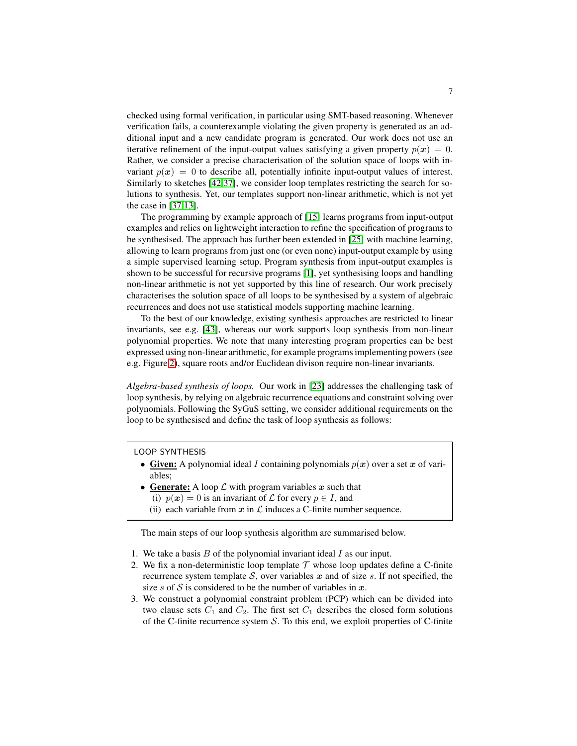checked using formal verification, in particular using SMT-based reasoning. Whenever verification fails, a counterexample violating the given property is generated as an additional input and a new candidate program is generated. Our work does not use an iterative refinement of the input-output values satisfying a given property $p(\boldsymbol{x}) = 0$. Rather, we consider a precise characterisation of the solution space of loops with invariant $p(\boldsymbol{x}) = 0$ to describe all, potentially infinite input-output values of interest. Similarly to sketches [42,37], we consider loop templates restricting the search for solutions to synthesis. Yet, our templates support non-linear arithmetic, which is not yet the case in [37,13].

The programming by example approach of [15] learns programs from input-output examples and relies on lightweight interaction to refine the specification of programs to be synthesised. The approach has further been extended in [25] with machine learning, allowing to learn programs from just one (or even none) input-output example by using a simple supervised learning setup. Program synthesis from input-output examples is shown to be successful for recursive programs [1], yet synthesising loops and handling non-linear arithmetic is not yet supported by this line of research. Our work precisely characterises the solution space of all loops to be synthesised by a system of algebraic recurrences and does not use statistical models supporting machine learning.

To the best of our knowledge, existing synthesis approaches are restricted to linear invariants, see e.g. [43], whereas our work supports loop synthesis from non-linear polynomial properties. We note that many interesting program properties can be best expressed using non-linear arithmetic, for example programs implementing powers (see e.g. Figure 2), square roots and/or Euclidean divison require non-linear invariants.

*Algebra-based synthesis of loops.* Our work in [23] addresses the challenging task of loop synthesis, by relying on algebraic recurrence equations and constraint solving over polynomials. Following the SyGuS setting, we consider additional requirements on the loop to be synthesised and define the task of loop synthesis as follows:

LOOP SYNTHESIS

- **Given:** A polynomial ideal $I$ containing polynomials $p(\boldsymbol{x})$ over a set $\boldsymbol{x}$ of variables;
- **Generate:** A loop $\mathcal{L}$ with program variables $\boldsymbol{x}$ such that
  (i) $p(\boldsymbol{x}) = 0$ is an invariant of $\mathcal{L}$ for every $p \in I$, and
  (ii) each variable from $\boldsymbol{x}$ in $\mathcal{L}$ induces a C-finite number sequence.

The main steps of our loop synthesis algorithm are summarised below.

1. We take a basis $B$ of the polynomial invariant ideal $I$ as our input.
2. We fix a non-deterministic loop template $\mathcal{T}$ whose loop updates define a C-finite recurrence system template $\mathcal{S}$, over variables $\boldsymbol{x}$ and of size $s$. If not specified, the size $s$ of $\mathcal{S}$ is considered to be the number of variables in $\boldsymbol{x}$.
3. We construct a polynomial constraint problem (PCP) which can be divided into two clause sets $C_1$ and $C_2$. The first set $C_1$ describes the closed form solutions of the C-finite recurrence system $\mathcal{S}$. To this end, we exploit properties of C-finite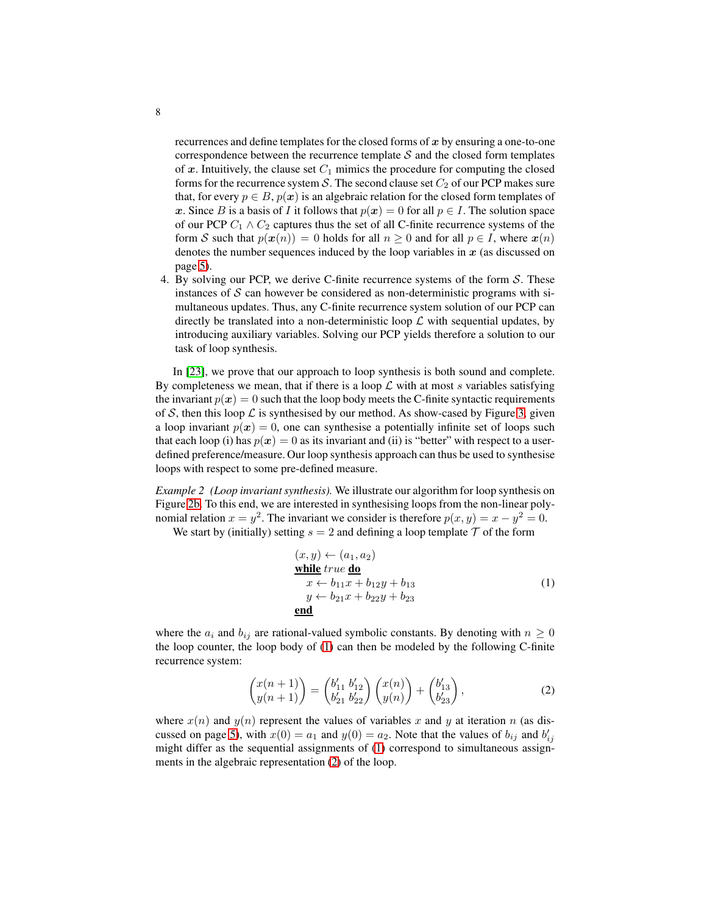recurrences and define templates for the closed forms of $\boldsymbol{x}$ by ensuring a one-to-one correspondence between the recurrence template $\mathcal{S}$ and the closed form templates of $\boldsymbol{x}$. Intuitively, the clause set $C_1$ mimics the procedure for computing the closed forms for the recurrence system $\mathcal{S}$. The second clause set $C_2$ of our PCP makes sure that, for every $p \in B$, $p(\boldsymbol{x})$ is an algebraic relation for the closed form templates of $\boldsymbol{x}$. Since $B$ is a basis of $I$ it follows that $p(\boldsymbol{x}) = 0$ for all $p \in I$. The solution space of our PCP $C_1 \wedge C_2$ captures thus the set of all C-finite recurrence systems of the form $\mathcal{S}$ such that $p(\boldsymbol{x}(n)) = 0$ holds for all $n \geq 0$ and for all $p \in I$, where $\boldsymbol{x}(n)$ denotes the number sequences induced by the loop variables in $\boldsymbol{x}$ (as discussed on page 5).

4. By solving our PCP, we derive C-finite recurrence systems of the form $\mathcal{S}$. These instances of $\mathcal{S}$ can however be considered as non-deterministic programs with simultaneous updates. Thus, any C-finite recurrence system solution of our PCP can directly be translated into a non-deterministic loop $\mathcal{L}$ with sequential updates, by introducing auxiliary variables. Solving our PCP yields therefore a solution to our task of loop synthesis.

In [23], we prove that our approach to loop synthesis is both sound and complete. By completeness we mean, that if there is a loop $\mathcal{L}$ with at most $s$ variables satisfying the invariant $p(\boldsymbol{x}) = 0$ such that the loop body meets the C-finite syntactic requirements of $\mathcal{S}$, then this loop $\mathcal{L}$ is synthesised by our method. As show-cased by Figure 3, given a loop invariant $p(\boldsymbol{x}) = 0$, one can synthesise a potentially infinite set of loops such that each loop (i) has $p(\boldsymbol{x}) = 0$ as its invariant and (ii) is "better" with respect to a user-defined preference/measure. Our loop synthesis approach can thus be used to synthesise loops with respect to some pre-defined measure.

*Example 2 (Loop invariant synthesis).* We illustrate our algorithm for loop synthesis on Figure 2b. To this end, we are interested in synthesising loops from the non-linear polynomial relation $x = y^2$. The invariant we consider is therefore $p(x, y) = x - y^2 = 0$.

We start by (initially) setting $s = 2$ and defining a loop template $\mathcal{T}$ of the form

$$
\begin{array}{l}
(x, y) \leftarrow (a_1, a_2) \\
\underline{\textbf{while}}\ true\ \underline{\textbf{do}} \\
\quad x \leftarrow b_{11}x + b_{12}y + b_{13} \\
\quad y \leftarrow b_{21}x + b_{22}y + b_{23} \\
\underline{\textbf{end}}
\end{array}
\tag{1}
$$

where the $a_i$ and $b_{ij}$ are rational-valued symbolic constants. By denoting with $n \geq 0$ the loop counter, the loop body of (1) can then be modeled by the following C-finite recurrence system:

$$
\begin{pmatrix} x(n+1) \\ y(n+1) \end{pmatrix} = \begin{pmatrix} b'_{11} & b'_{12} \\ b'_{21} & b'_{22} \end{pmatrix} \begin{pmatrix} x(n) \\ y(n) \end{pmatrix} + \begin{pmatrix} b'_{13} \\ b'_{23} \end{pmatrix},
\tag{2}
$$

where $x(n)$ and $y(n)$ represent the values of variables $x$ and $y$ at iteration $n$ (as discussed on page 5), with $x(0) = a_1$ and $y(0) = a_2$. Note that the values of $b_{ij}$ and $b'_{ij}$ might differ as the sequential assignments of (1) correspond to simultaneous assignments in the algebraic representation (2) of the loop.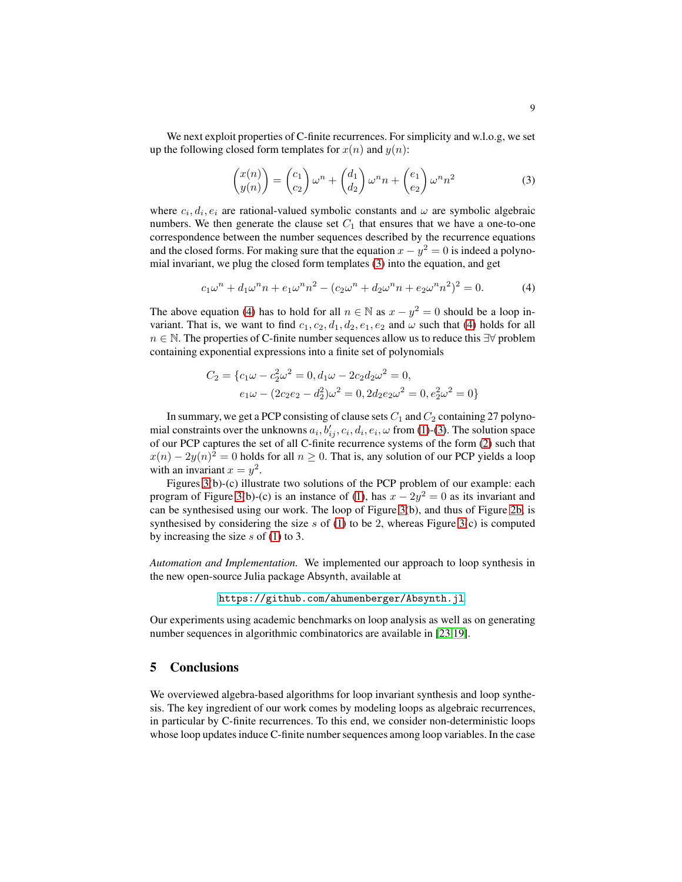We next exploit properties of C-finite recurrences. For simplicity and w.l.o.g, we set up the following closed form templates for $x(n)$ and $y(n)$:

$$\begin{pmatrix} x(n) \\ y(n) \end{pmatrix} = \begin{pmatrix} c_1 \\ c_2 \end{pmatrix} \omega^n + \begin{pmatrix} d_1 \\ d_2 \end{pmatrix} \omega^n n + \begin{pmatrix} e_1 \\ e_2 \end{pmatrix} \omega^n n^2 \tag{3}$$

where $c_i, d_i, e_i$ are rational-valued symbolic constants and $\omega$ are symbolic algebraic numbers. We then generate the clause set $C_1$ that ensures that we have a one-to-one correspondence between the number sequences described by the recurrence equations and the closed forms. For making sure that the equation $x - y^2 = 0$ is indeed a polynomial invariant, we plug the closed form templates (3) into the equation, and get

$$c_1\omega^n + d_1\omega^n n + e_1\omega^n n^2 - (c_2\omega^n + d_2\omega^n n + e_2\omega^n n^2)^2 = 0. \tag{4}$$

The above equation (4) has to hold for all $n \in \mathbb{N}$ as $x - y^2 = 0$ should be a loop invariant. That is, we want to find $c_1, c_2, d_1, d_2, e_1, e_2$ and $\omega$ such that (4) holds for all $n \in \mathbb{N}$. The properties of C-finite number sequences allow us to reduce this $\exists\forall$ problem containing exponential expressions into a finite set of polynomials

$$\begin{aligned} C_2 = \{&c_1\omega - c_2^2\omega^2 = 0, d_1\omega - 2c_2d_2\omega^2 = 0, \\ &e_1\omega - (2c_2e_2 - d_2^2)\omega^2 = 0, 2d_2e_2\omega^2 = 0, e_2^2\omega^2 = 0\} \end{aligned}$$

In summary, we get a PCP consisting of clause sets $C_1$ and $C_2$ containing 27 polynomial constraints over the unknowns $a_i, b'_{ij}, c_i, d_i, e_i, \omega$ from (1)-(3). The solution space of our PCP captures the set of all C-finite recurrence systems of the form (2) such that $x(n) - 2y(n)^2 = 0$ holds for all $n \geq 0$. That is, any solution of our PCP yields a loop with an invariant $x = y^2$.

Figures 3(b)-(c) illustrate two solutions of the PCP problem of our example: each program of Figure 3(b)-(c) is an instance of (1), has $x - 2y^2 = 0$ as its invariant and can be synthesised using our work. The loop of Figure 3(b), and thus of Figure 2b, is synthesised by considering the size $s$ of (1) to be 2, whereas Figure 3(c) is computed by increasing the size $s$ of (1) to 3.

*Automation and Implementation.* We implemented our approach to loop synthesis in the new open-source Julia package Absynth, available at

https://github.com/ahumenberger/Absynth.jl

Our experiments using academic benchmarks on loop analysis as well as on generating number sequences in algorithmic combinatorics are available in [23,19].

## 5 Conclusions

We overviewed algebra-based algorithms for loop invariant synthesis and loop synthesis. The key ingredient of our work comes by modeling loops as algebraic recurrences, in particular by C-finite recurrences. To this end, we consider non-deterministic loops whose loop updates induce C-finite number sequences among loop variables. In the case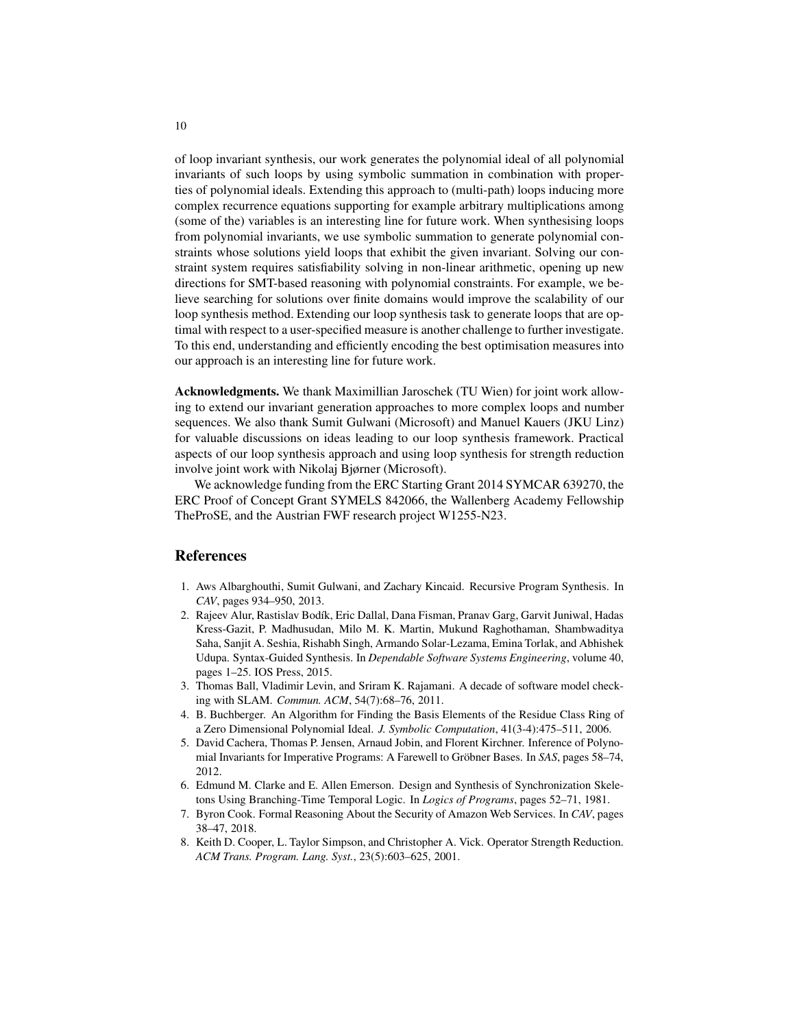of loop invariant synthesis, our work generates the polynomial ideal of all polynomial invariants of such loops by using symbolic summation in combination with properties of polynomial ideals. Extending this approach to (multi-path) loops inducing more complex recurrence equations supporting for example arbitrary multiplications among (some of the) variables is an interesting line for future work. When synthesising loops from polynomial invariants, we use symbolic summation to generate polynomial constraints whose solutions yield loops that exhibit the given invariant. Solving our constraint system requires satisfiability solving in non-linear arithmetic, opening up new directions for SMT-based reasoning with polynomial constraints. For example, we believe searching for solutions over finite domains would improve the scalability of our loop synthesis method. Extending our loop synthesis task to generate loops that are optimal with respect to a user-specified measure is another challenge to further investigate. To this end, understanding and efficiently encoding the best optimisation measures into our approach is an interesting line for future work.

**Acknowledgments.** We thank Maximillian Jaroschek (TU Wien) for joint work allowing to extend our invariant generation approaches to more complex loops and number sequences. We also thank Sumit Gulwani (Microsoft) and Manuel Kauers (JKU Linz) for valuable discussions on ideas leading to our loop synthesis framework. Practical aspects of our loop synthesis approach and using loop synthesis for strength reduction involve joint work with Nikolaj Bjørner (Microsoft).

We acknowledge funding from the ERC Starting Grant 2014 SYMCAR 639270, the ERC Proof of Concept Grant SYMELS 842066, the Wallenberg Academy Fellowship TheProSE, and the Austrian FWF research project W1255-N23.

## References

1. Aws Albarghouthi, Sumit Gulwani, and Zachary Kincaid. Recursive Program Synthesis. In *CAV*, pages 934–950, 2013.
2. Rajeev Alur, Rastislav Bodík, Eric Dallal, Dana Fisman, Pranav Garg, Garvit Juniwal, Hadas Kress-Gazit, P. Madhusudan, Milo M. K. Martin, Mukund Raghothaman, Shambwaditya Saha, Sanjit A. Seshia, Rishabh Singh, Armando Solar-Lezama, Emina Torlak, and Abhishek Udupa. Syntax-Guided Synthesis. In *Dependable Software Systems Engineering*, volume 40, pages 1–25. IOS Press, 2015.
3. Thomas Ball, Vladimir Levin, and Sriram K. Rajamani. A decade of software model checking with SLAM. *Commun. ACM*, 54(7):68–76, 2011.
4. B. Buchberger. An Algorithm for Finding the Basis Elements of the Residue Class Ring of a Zero Dimensional Polynomial Ideal. *J. Symbolic Computation*, 41(3-4):475–511, 2006.
5. David Cachera, Thomas P. Jensen, Arnaud Jobin, and Florent Kirchner. Inference of Polynomial Invariants for Imperative Programs: A Farewell to Gröbner Bases. In *SAS*, pages 58–74, 2012.
6. Edmund M. Clarke and E. Allen Emerson. Design and Synthesis of Synchronization Skeletons Using Branching-Time Temporal Logic. In *Logics of Programs*, pages 52–71, 1981.
7. Byron Cook. Formal Reasoning About the Security of Amazon Web Services. In *CAV*, pages 38–47, 2018.
8. Keith D. Cooper, L. Taylor Simpson, and Christopher A. Vick. Operator Strength Reduction. *ACM Trans. Program. Lang. Syst.*, 23(5):603–625, 2001.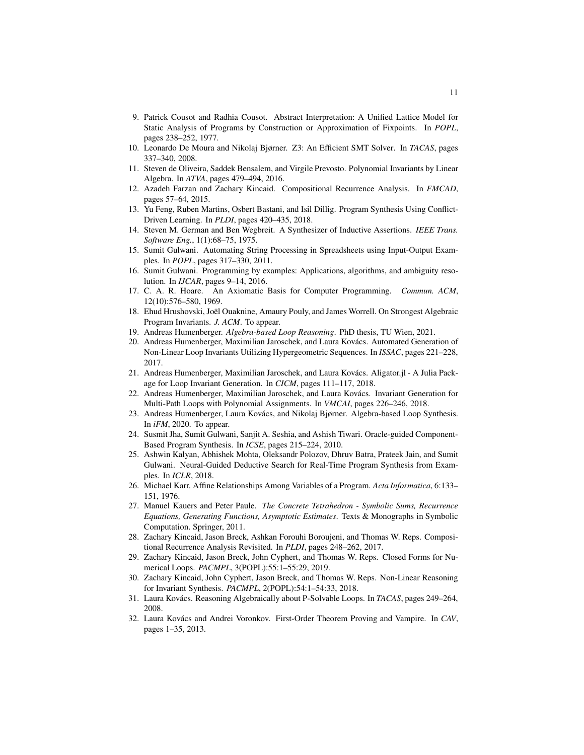9. Patrick Cousot and Radhia Cousot. Abstract Interpretation: A Unified Lattice Model for Static Analysis of Programs by Construction or Approximation of Fixpoints. In *POPL*, pages 238–252, 1977.
10. Leonardo De Moura and Nikolaj Bjørner. Z3: An Efficient SMT Solver. In *TACAS*, pages 337–340, 2008.
11. Steven de Oliveira, Saddek Bensalem, and Virgile Prevosto. Polynomial Invariants by Linear Algebra. In *ATVA*, pages 479–494, 2016.
12. Azadeh Farzan and Zachary Kincaid. Compositional Recurrence Analysis. In *FMCAD*, pages 57–64, 2015.
13. Yu Feng, Ruben Martins, Osbert Bastani, and Isil Dillig. Program Synthesis Using Conflict-Driven Learning. In *PLDI*, pages 420–435, 2018.
14. Steven M. German and Ben Wegbreit. A Synthesizer of Inductive Assertions. *IEEE Trans. Software Eng.*, 1(1):68–75, 1975.
15. Sumit Gulwani. Automating String Processing in Spreadsheets using Input-Output Examples. In *POPL*, pages 317–330, 2011.
16. Sumit Gulwani. Programming by examples: Applications, algorithms, and ambiguity resolution. In *IJCAR*, pages 9–14, 2016.
17. C. A. R. Hoare. An Axiomatic Basis for Computer Programming. *Commun. ACM*, 12(10):576–580, 1969.
18. Ehud Hrushovski, Joël Ouaknine, Amaury Pouly, and James Worrell. On Strongest Algebraic Program Invariants. *J. ACM*. To appear.
19. Andreas Humenberger. *Algebra-based Loop Reasoning*. PhD thesis, TU Wien, 2021.
20. Andreas Humenberger, Maximilian Jaroschek, and Laura Kovács. Automated Generation of Non-Linear Loop Invariants Utilizing Hypergeometric Sequences. In *ISSAC*, pages 221–228, 2017.
21. Andreas Humenberger, Maximilian Jaroschek, and Laura Kovács. Aligator.jl - A Julia Package for Loop Invariant Generation. In *CICM*, pages 111–117, 2018.
22. Andreas Humenberger, Maximilian Jaroschek, and Laura Kovács. Invariant Generation for Multi-Path Loops with Polynomial Assignments. In *VMCAI*, pages 226–246, 2018.
23. Andreas Humenberger, Laura Kovács, and Nikolaj Bjørner. Algebra-based Loop Synthesis. In *iFM*, 2020. To appear.
24. Susmit Jha, Sumit Gulwani, Sanjit A. Seshia, and Ashish Tiwari. Oracle-guided Component-Based Program Synthesis. In *ICSE*, pages 215–224, 2010.
25. Ashwin Kalyan, Abhishek Mohta, Oleksandr Polozov, Dhruv Batra, Prateek Jain, and Sumit Gulwani. Neural-Guided Deductive Search for Real-Time Program Synthesis from Examples. In *ICLR*, 2018.
26. Michael Karr. Affine Relationships Among Variables of a Program. *Acta Informatica*, 6:133–151, 1976.
27. Manuel Kauers and Peter Paule. *The Concrete Tetrahedron - Symbolic Sums, Recurrence Equations, Generating Functions, Asymptotic Estimates*. Texts & Monographs in Symbolic Computation. Springer, 2011.
28. Zachary Kincaid, Jason Breck, Ashkan Forouhi Boroujeni, and Thomas W. Reps. Compositional Recurrence Analysis Revisited. In *PLDI*, pages 248–262, 2017.
29. Zachary Kincaid, Jason Breck, John Cyphert, and Thomas W. Reps. Closed Forms for Numerical Loops. *PACMPL*, 3(POPL):55:1–55:29, 2019.
30. Zachary Kincaid, John Cyphert, Jason Breck, and Thomas W. Reps. Non-Linear Reasoning for Invariant Synthesis. *PACMPL*, 2(POPL):54:1–54:33, 2018.
31. Laura Kovács. Reasoning Algebraically about P-Solvable Loops. In *TACAS*, pages 249–264, 2008.
32. Laura Kovács and Andrei Voronkov. First-Order Theorem Proving and Vampire. In *CAV*, pages 1–35, 2013.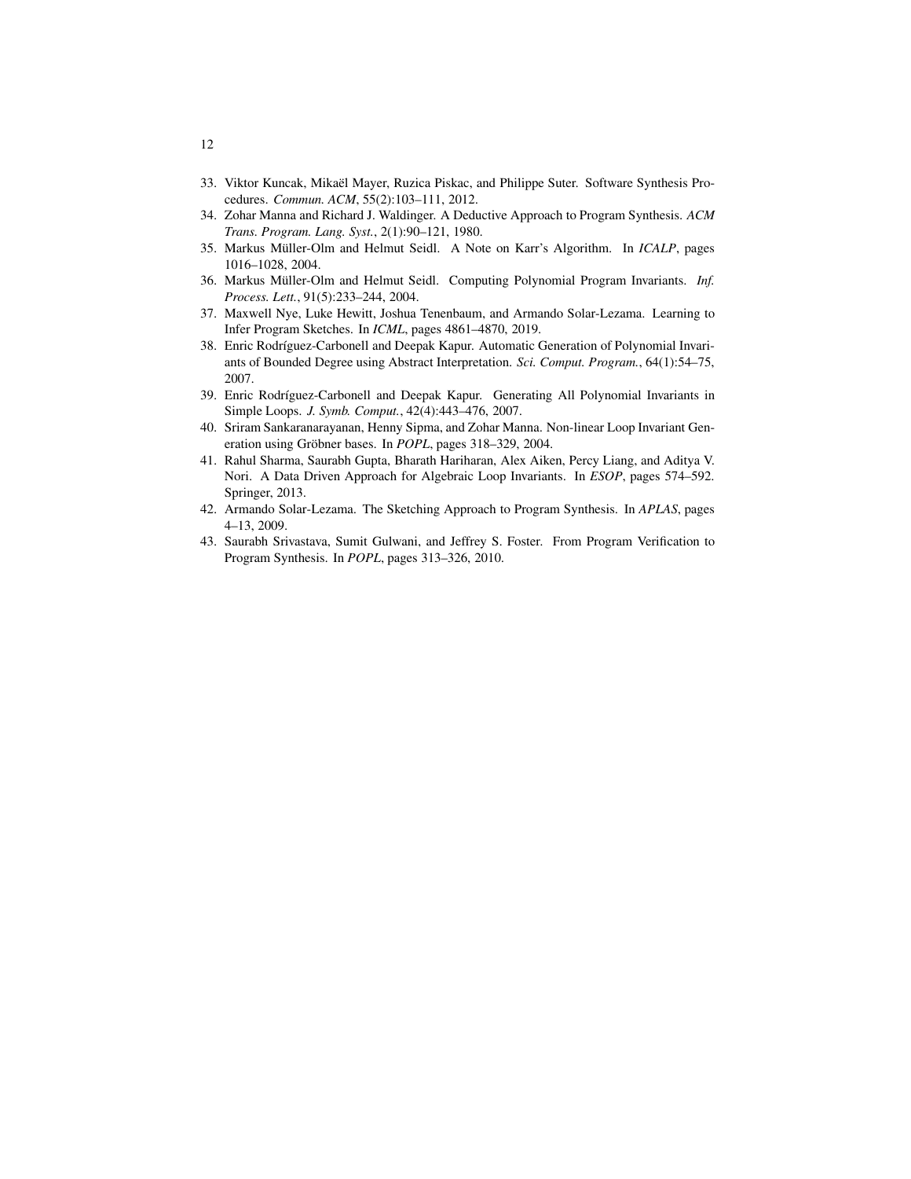33. Viktor Kuncak, Mikaël Mayer, Ruzica Piskac, and Philippe Suter. Software Synthesis Procedures. *Commun. ACM*, 55(2):103–111, 2012.
34. Zohar Manna and Richard J. Waldinger. A Deductive Approach to Program Synthesis. *ACM Trans. Program. Lang. Syst.*, 2(1):90–121, 1980.
35. Markus Müller-Olm and Helmut Seidl. A Note on Karr's Algorithm. In *ICALP*, pages 1016–1028, 2004.
36. Markus Müller-Olm and Helmut Seidl. Computing Polynomial Program Invariants. *Inf. Process. Lett.*, 91(5):233–244, 2004.
37. Maxwell Nye, Luke Hewitt, Joshua Tenenbaum, and Armando Solar-Lezama. Learning to Infer Program Sketches. In *ICML*, pages 4861–4870, 2019.
38. Enric Rodríguez-Carbonell and Deepak Kapur. Automatic Generation of Polynomial Invariants of Bounded Degree using Abstract Interpretation. *Sci. Comput. Program.*, 64(1):54–75, 2007.
39. Enric Rodríguez-Carbonell and Deepak Kapur. Generating All Polynomial Invariants in Simple Loops. *J. Symb. Comput.*, 42(4):443–476, 2007.
40. Sriram Sankaranarayanan, Henny Sipma, and Zohar Manna. Non-linear Loop Invariant Generation using Gröbner bases. In *POPL*, pages 318–329, 2004.
41. Rahul Sharma, Saurabh Gupta, Bharath Hariharan, Alex Aiken, Percy Liang, and Aditya V. Nori. A Data Driven Approach for Algebraic Loop Invariants. In *ESOP*, pages 574–592. Springer, 2013.
42. Armando Solar-Lezama. The Sketching Approach to Program Synthesis. In *APLAS*, pages 4–13, 2009.
43. Saurabh Srivastava, Sumit Gulwani, and Jeffrey S. Foster. From Program Verification to Program Synthesis. In *POPL*, pages 313–326, 2010.